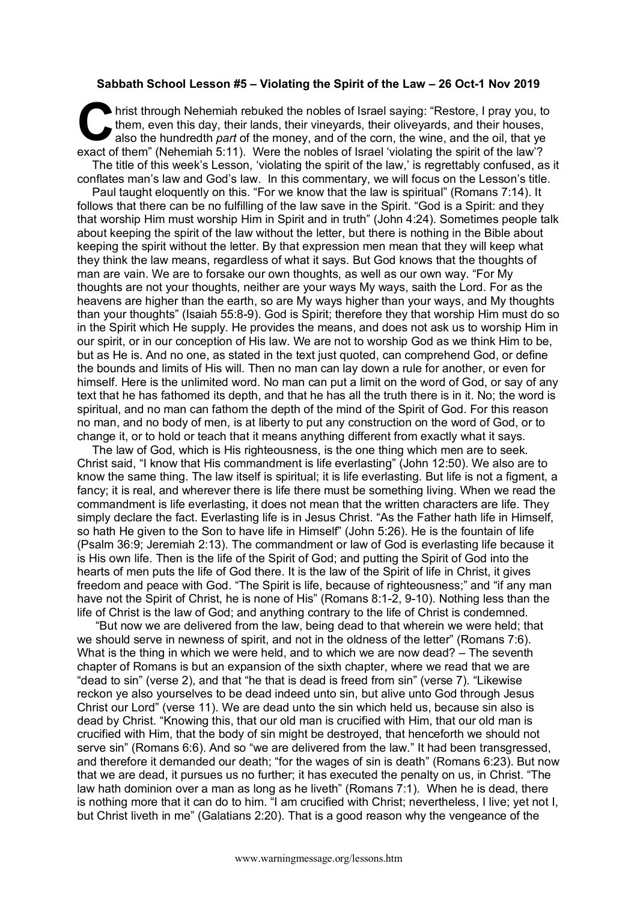**Sabbath School Lesson #5 – Violating the Spirit of the Law – 26 Oct-1 Nov 2019**

Christ through Nehemiah rebuked the nobles of Israel saying: "Restore, I pray you, to them, even this day, their lands, their vineyards, their oliveyards, and their houses, also the hundredth *part* of the money, and of the corn, the wine, and the oil, that ye exact of them" (Nehemiah 5:11). Were the nobles of Israel 'violating the spirit of the law'?

The title of this week's Lesson, 'violating the spirit of the law,' is regrettably confused, as it conflates man's law and God's law. In this commentary, we will focus on the Lesson's title.

Paul taught eloquently on this. "For we know that the law is spiritual" (Romans 7:14). It follows that there can be no fulfilling of the law save in the Spirit. "God is a Spirit: and they that worship Him must worship Him in Spirit and in truth" (John 4:24). Sometimes people talk about keeping the spirit of the law without the letter, but there is nothing in the Bible about keeping the spirit without the letter. By that expression men mean that they will keep what they think the law means, regardless of what it says. But God knows that the thoughts of man are vain. We are to forsake our own thoughts, as well as our own way. "For My thoughts are not your thoughts, neither are your ways My ways, saith the Lord. For as the heavens are higher than the earth, so are My ways higher than your ways, and My thoughts than your thoughts" (Isaiah 55:8-9). God is Spirit; therefore they that worship Him must do so in the Spirit which He supply. He provides the means, and does not ask us to worship Him in our spirit, or in our conception of His law. We are not to worship God as we think Him to be, but as He is. And no one, as stated in the text just quoted, can comprehend God, or define the bounds and limits of His will. Then no man can lay down a rule for another, or even for himself. Here is the unlimited word. No man can put a limit on the word of God, or say of any text that he has fathomed its depth, and that he has all the truth there is in it. No; the word is spiritual, and no man can fathom the depth of the mind of the Spirit of God. For this reason no man, and no body of men, is at liberty to put any construction on the word of God, or to change it, or to hold or teach that it means anything different from exactly what it says.

The law of God, which is His righteousness, is the one thing which men are to seek. Christ said, "I know that His commandment is life everlasting" (John 12:50). We also are to know the same thing. The law itself is spiritual; it is life everlasting. But life is not a figment, a fancy; it is real, and wherever there is life there must be something living. When we read the commandment is life everlasting, it does not mean that the written characters are life. They simply declare the fact. Everlasting life is in Jesus Christ. "As the Father hath life in Himself, so hath He given to the Son to have life in Himself" (John 5:26). He is the fountain of life (Psalm 36:9; Jeremiah 2:13). The commandment or law of God is everlasting life because it is His own life. Then is the life of the Spirit of God; and putting the Spirit of God into the hearts of men puts the life of God there. It is the law of the Spirit of life in Christ, it gives freedom and peace with God. "The Spirit is life, because of righteousness;" and "if any man have not the Spirit of Christ, he is none of His" (Romans 8:1-2, 9-10). Nothing less than the life of Christ is the law of God; and anything contrary to the life of Christ is condemned.

"But now we are delivered from the law, being dead to that wherein we were held; that we should serve in newness of spirit, and not in the oldness of the letter" (Romans 7:6). What is the thing in which we were held, and to which we are now dead? – The seventh chapter of Romans is but an expansion of the sixth chapter, where we read that we are "dead to sin" (verse 2), and that "he that is dead is freed from sin" (verse 7). "Likewise reckon ye also yourselves to be dead indeed unto sin, but alive unto God through Jesus Christ our Lord" (verse 11). We are dead unto the sin which held us, because sin also is dead by Christ. "Knowing this, that our old man is crucified with Him, that our old man is crucified with Him, that the body of sin might be destroyed, that henceforth we should not serve sin" (Romans 6:6). And so "we are delivered from the law." It had been transgressed, and therefore it demanded our death; "for the wages of sin is death" (Romans 6:23). But now that we are dead, it pursues us no further; it has executed the penalty on us, in Christ. "The law hath dominion over a man as long as he liveth" (Romans 7:1). When he is dead, there is nothing more that it can do to him. "I am crucified with Christ; nevertheless, I live; yet not I, but Christ liveth in me" (Galatians 2:20). That is a good reason why the vengeance of the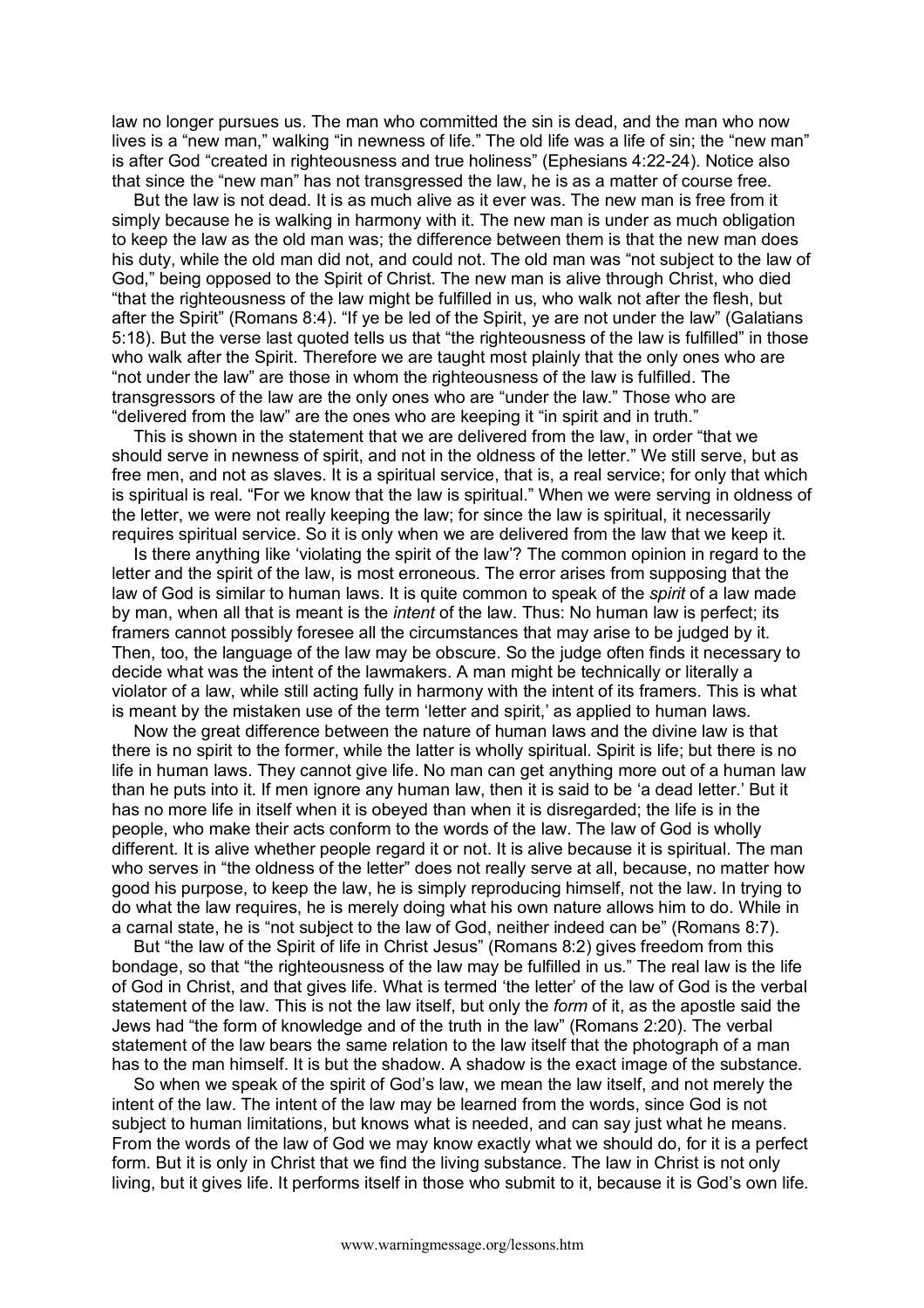law no longer pursues us. The man who committed the sin is dead, and the man who now lives is a "new man," walking "in newness of life." The old life was a life of sin; the "new man" is after God "created in righteousness and true holiness" (Ephesians 4:22-24). Notice also that since the "new man" has not transgressed the law, he is as a matter of course free.

But the law is not dead. It is as much alive as it ever was. The new man is free from it simply because he is walking in harmony with it. The new man is under as much obligation to keep the law as the old man was; the difference between them is that the new man does his duty, while the old man did not, and could not. The old man was "not subject to the law of God," being opposed to the Spirit of Christ. The new man is alive through Christ, who died "that the righteousness of the law might be fulfilled in us, who walk not after the flesh, but after the Spirit" (Romans 8:4). "If ye be led of the Spirit, ye are not under the law" (Galatians 5:18). But the verse last quoted tells us that "the righteousness of the law is fulfilled" in those who walk after the Spirit. Therefore we are taught most plainly that the only ones who are "not under the law" are those in whom the righteousness of the law is fulfilled. The transgressors of the law are the only ones who are "under the law." Those who are "delivered from the law" are the ones who are keeping it "in spirit and in truth."

This is shown in the statement that we are delivered from the law, in order "that we should serve in newness of spirit, and not in the oldness of the letter." We still serve, but as free men, and not as slaves. It is a spiritual service, that is, a real service; for only that which is spiritual is real. "For we know that the law is spiritual." When we were serving in oldness of the letter, we were not really keeping the law; for since the law is spiritual, it necessarily requires spiritual service. So it is only when we are delivered from the law that we keep it.

Is there anything like 'violating the spirit of the law'? The common opinion in regard to the letter and the spirit of the law, is most erroneous. The error arises from supposing that the law of God is similar to human laws. It is quite common to speak of the *spirit* of a law made by man, when all that is meant is the *intent* of the law. Thus: No human law is perfect; its framers cannot possibly foresee all the circumstances that may arise to be judged by it. Then, too, the language of the law may be obscure. So the judge often finds it necessary to decide what was the intent of the lawmakers. A man might be technically or literally a violator of a law, while still acting fully in harmony with the intent of its framers. This is what is meant by the mistaken use of the term 'letter and spirit,' as applied to human laws.

Now the great difference between the nature of human laws and the divine law is that there is no spirit to the former, while the latter is wholly spiritual. Spirit is life; but there is no life in human laws. They cannot give life. No man can get anything more out of a human law than he puts into it. If men ignore any human law, then it is said to be 'a dead letter.' But it has no more life in itself when it is obeyed than when it is disregarded; the life is in the people, who make their acts conform to the words of the law. The law of God is wholly different. It is alive whether people regard it or not. It is alive because it is spiritual. The man who serves in "the oldness of the letter" does not really serve at all, because, no matter how good his purpose, to keep the law, he is simply reproducing himself, not the law. In trying to do what the law requires, he is merely doing what his own nature allows him to do. While in a carnal state, he is "not subject to the law of God, neither indeed can be" (Romans 8:7).

But "the law of the Spirit of life in Christ Jesus" (Romans 8:2) gives freedom from this bondage, so that "the righteousness of the law may be fulfilled in us." The real law is the life of God in Christ, and that gives life. What is termed 'the letter' of the law of God is the verbal statement of the law. This is not the law itself, but only the *form* of it, as the apostle said the Jews had "the form of knowledge and of the truth in the law" (Romans 2:20). The verbal statement of the law bears the same relation to the law itself that the photograph of a man has to the man himself. It is but the shadow. A shadow is the exact image of the substance.

So when we speak of the spirit of God's law, we mean the law itself, and not merely the intent of the law. The intent of the law may be learned from the words, since God is not subject to human limitations, but knows what is needed, and can say just what he means. From the words of the law of God we may know exactly what we should do, for it is a perfect form. But it is only in Christ that we find the living substance. The law in Christ is not only living, but it gives life. It performs itself in those who submit to it, because it is God's own life.